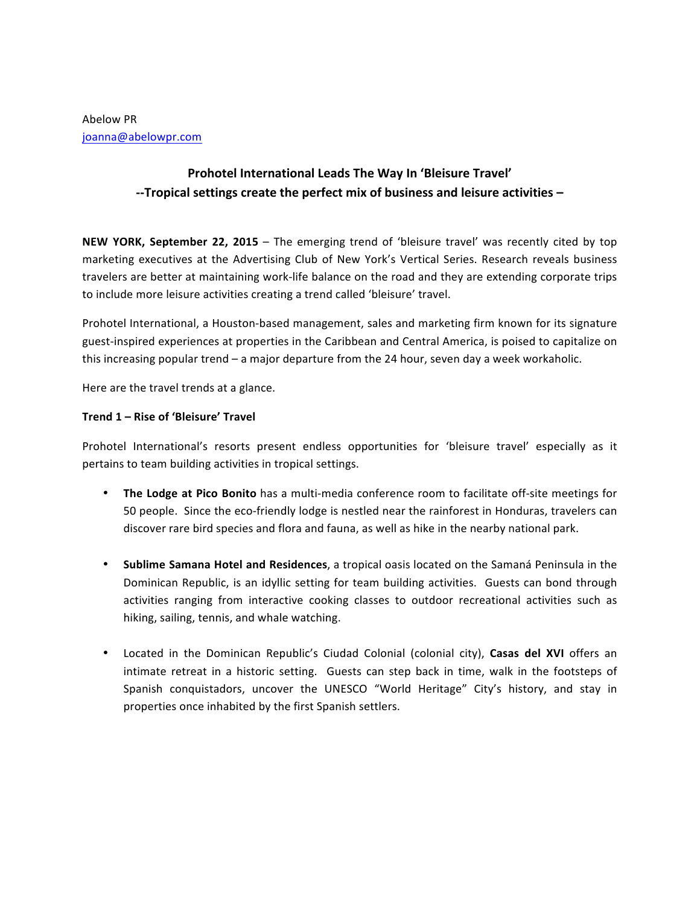Abelow PR
joanna@abelowpr.com

## Prohotel International Leads The Way In 'Bleisure Travel'
## --Tropical settings create the perfect mix of business and leisure activities –

**NEW YORK, September 22, 2015** – The emerging trend of 'bleisure travel' was recently cited by top marketing executives at the Advertising Club of New York's Vertical Series. Research reveals business travelers are better at maintaining work-life balance on the road and they are extending corporate trips to include more leisure activities creating a trend called 'bleisure' travel.

Prohotel International, a Houston-based management, sales and marketing firm known for its signature guest-inspired experiences at properties in the Caribbean and Central America, is poised to capitalize on this increasing popular trend – a major departure from the 24 hour, seven day a week workaholic.

Here are the travel trends at a glance.

**Trend 1 – Rise of 'Bleisure' Travel**

Prohotel International's resorts present endless opportunities for 'bleisure travel' especially as it pertains to team building activities in tropical settings.

- **The Lodge at Pico Bonito** has a multi-media conference room to facilitate off-site meetings for 50 people. Since the eco-friendly lodge is nestled near the rainforest in Honduras, travelers can discover rare bird species and flora and fauna, as well as hike in the nearby national park.

- **Sublime Samana Hotel and Residences**, a tropical oasis located on the Samaná Peninsula in the Dominican Republic, is an idyllic setting for team building activities. Guests can bond through activities ranging from interactive cooking classes to outdoor recreational activities such as hiking, sailing, tennis, and whale watching.

- Located in the Dominican Republic's Ciudad Colonial (colonial city), **Casas del XVI** offers an intimate retreat in a historic setting. Guests can step back in time, walk in the footsteps of Spanish conquistadors, uncover the UNESCO "World Heritage" City's history, and stay in properties once inhabited by the first Spanish settlers.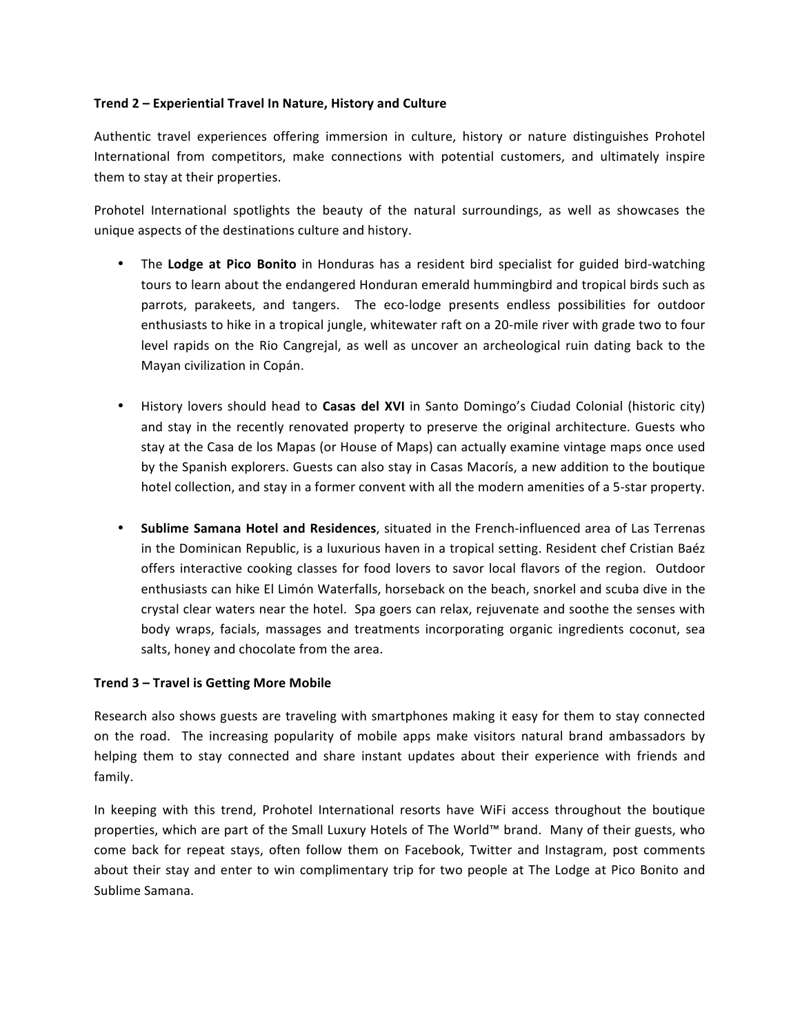**Trend 2 – Experiential Travel In Nature, History and Culture**

Authentic travel experiences offering immersion in culture, history or nature distinguishes Prohotel International from competitors, make connections with potential customers, and ultimately inspire them to stay at their properties.

Prohotel International spotlights the beauty of the natural surroundings, as well as showcases the unique aspects of the destinations culture and history.

- The **Lodge at Pico Bonito** in Honduras has a resident bird specialist for guided bird-watching tours to learn about the endangered Honduran emerald hummingbird and tropical birds such as parrots, parakeets, and tangers. The eco-lodge presents endless possibilities for outdoor enthusiasts to hike in a tropical jungle, whitewater raft on a 20-mile river with grade two to four level rapids on the Rio Cangrejal, as well as uncover an archeological ruin dating back to the Mayan civilization in Copán.

- History lovers should head to **Casas del XVI** in Santo Domingo's Ciudad Colonial (historic city) and stay in the recently renovated property to preserve the original architecture. Guests who stay at the Casa de los Mapas (or House of Maps) can actually examine vintage maps once used by the Spanish explorers. Guests can also stay in Casas Macorís, a new addition to the boutique hotel collection, and stay in a former convent with all the modern amenities of a 5-star property.

- **Sublime Samana Hotel and Residences**, situated in the French-influenced area of Las Terrenas in the Dominican Republic, is a luxurious haven in a tropical setting. Resident chef Cristian Baéz offers interactive cooking classes for food lovers to savor local flavors of the region. Outdoor enthusiasts can hike El Limón Waterfalls, horseback on the beach, snorkel and scuba dive in the crystal clear waters near the hotel. Spa goers can relax, rejuvenate and soothe the senses with body wraps, facials, massages and treatments incorporating organic ingredients coconut, sea salts, honey and chocolate from the area.

**Trend 3 – Travel is Getting More Mobile**

Research also shows guests are traveling with smartphones making it easy for them to stay connected on the road. The increasing popularity of mobile apps make visitors natural brand ambassadors by helping them to stay connected and share instant updates about their experience with friends and family.

In keeping with this trend, Prohotel International resorts have WiFi access throughout the boutique properties, which are part of the Small Luxury Hotels of The World™ brand. Many of their guests, who come back for repeat stays, often follow them on Facebook, Twitter and Instagram, post comments about their stay and enter to win complimentary trip for two people at The Lodge at Pico Bonito and Sublime Samana.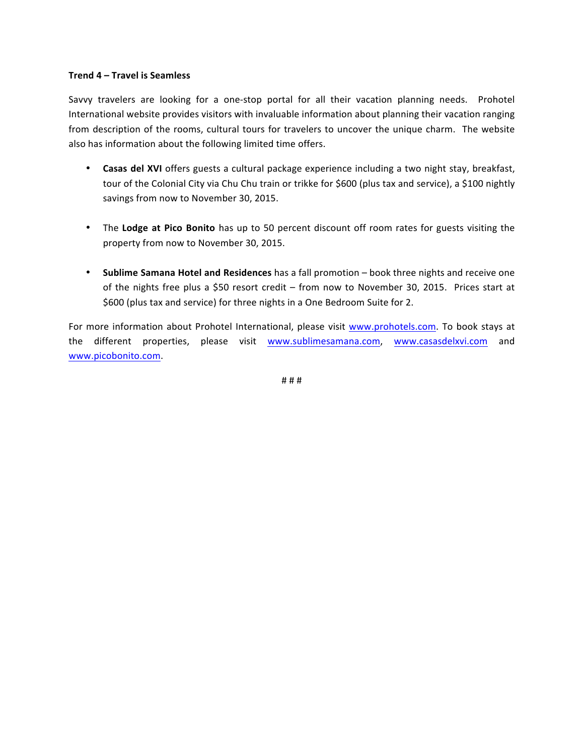**Trend 4 – Travel is Seamless**

Savvy travelers are looking for a one-stop portal for all their vacation planning needs. Prohotel International website provides visitors with invaluable information about planning their vacation ranging from description of the rooms, cultural tours for travelers to uncover the unique charm. The website also has information about the following limited time offers.

- **Casas del XVI** offers guests a cultural package experience including a two night stay, breakfast, tour of the Colonial City via Chu Chu train or trikke for $600 (plus tax and service), a $100 nightly savings from now to November 30, 2015.

- The **Lodge at Pico Bonito** has up to 50 percent discount off room rates for guests visiting the property from now to November 30, 2015.

- **Sublime Samana Hotel and Residences** has a fall promotion – book three nights and receive one of the nights free plus a $50 resort credit – from now to November 30, 2015. Prices start at $600 (plus tax and service) for three nights in a One Bedroom Suite for 2.

For more information about Prohotel International, please visit www.prohotels.com. To book stays at the different properties, please visit www.sublimesamana.com, www.casasdelxvi.com and www.picobonito.com.

# # #